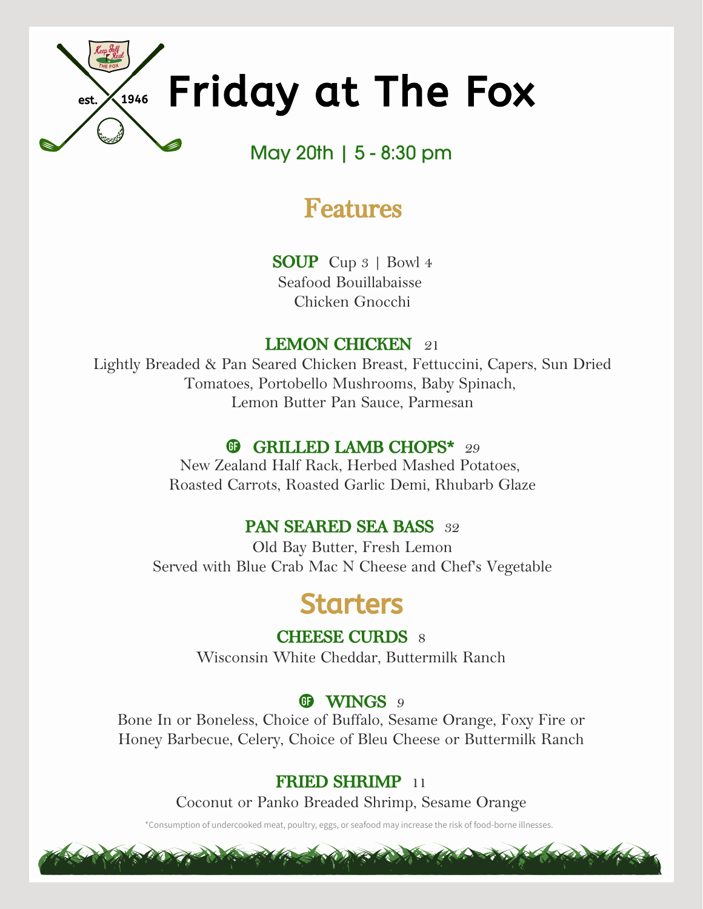Keep Golf Real
THE FOX
est. 1946

# Friday at The Fox

May 20th | 5 - 8:30 pm

## Features

**SOUP** Cup 3 | Bowl 4
Seafood Bouillabaisse
Chicken Gnocchi

**LEMON CHICKEN** *21*
Lightly Breaded & Pan Seared Chicken Breast, Fettuccini, Capers, Sun Dried Tomatoes, Portobello Mushrooms, Baby Spinach, Lemon Butter Pan Sauce, Parmesan

GF **GRILLED LAMB CHOPS*** *29*
New Zealand Half Rack, Herbed Mashed Potatoes, Roasted Carrots, Roasted Garlic Demi, Rhubarb Glaze

**PAN SEARED SEA BASS** *32*
Old Bay Butter, Fresh Lemon
Served with Blue Crab Mac N Cheese and Chef's Vegetable

## Starters

**CHEESE CURDS** 8
Wisconsin White Cheddar, Buttermilk Ranch

GF **WINGS** *9*
Bone In or Boneless, Choice of Buffalo, Sesame Orange, Foxy Fire or Honey Barbecue, Celery, Choice of Bleu Cheese or Buttermilk Ranch

**FRIED SHRIMP** 11
Coconut or Panko Breaded Shrimp, Sesame Orange

*Consumption of undercooked meat, poultry, eggs, or seafood may increase the risk of food-borne illnesses.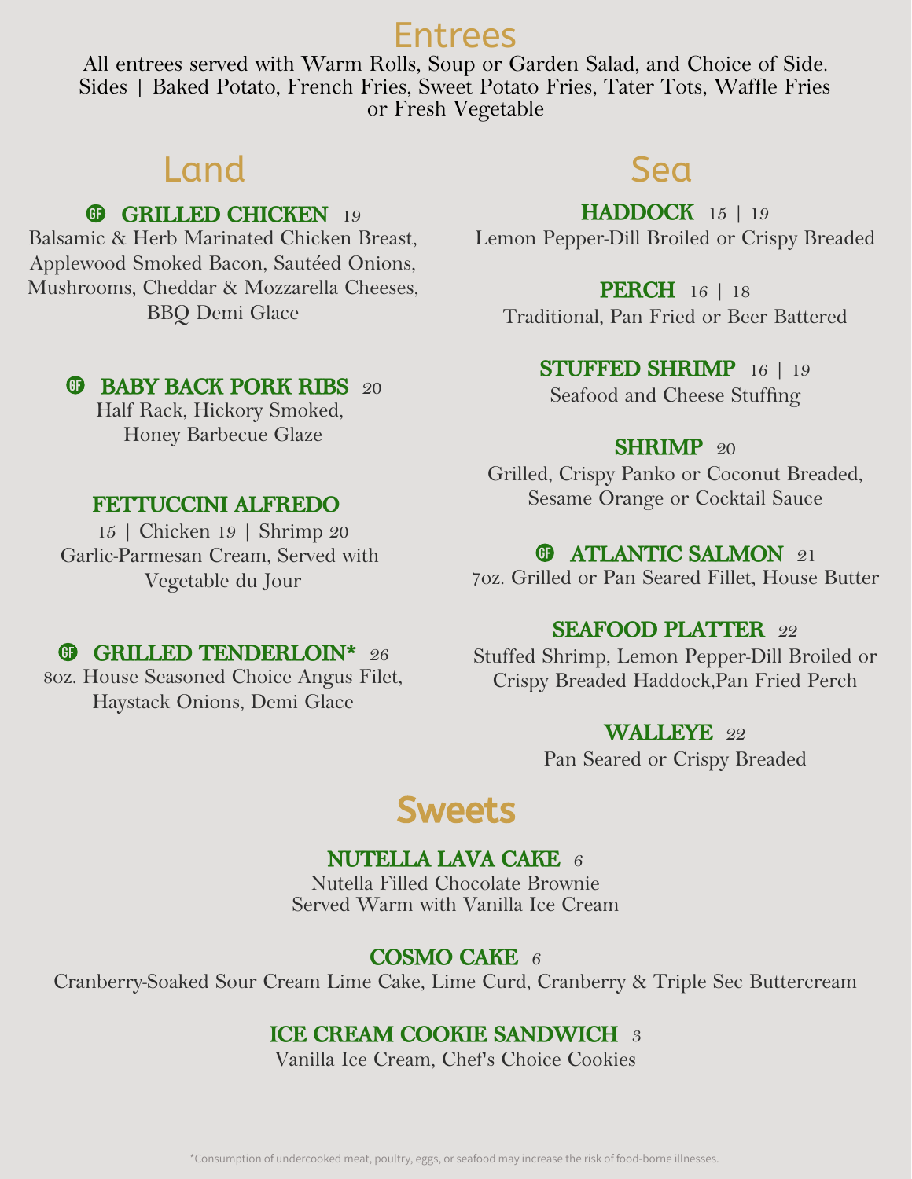# Entrees

All entrees served with Warm Rolls, Soup or Garden Salad, and Choice of Side.
Sides | Baked Potato, French Fries, Sweet Potato Fries, Tater Tots, Waffle Fries or Fresh Vegetable

## Land

### GF GRILLED CHICKEN 19

Balsamic & Herb Marinated Chicken Breast, Applewood Smoked Bacon, Sautéed Onions, Mushrooms, Cheddar & Mozzarella Cheeses, BBQ Demi Glace

### GF BABY BACK PORK RIBS 20

Half Rack, Hickory Smoked, Honey Barbecue Glaze

### FETTUCCINI ALFREDO

15 | Chicken 19 | Shrimp 20
Garlic-Parmesan Cream, Served with Vegetable du Jour

### GF GRILLED TENDERLOIN* 26

8oz. House Seasoned Choice Angus Filet, Haystack Onions, Demi Glace

## Sea

### HADDOCK 15 | 19

Lemon Pepper-Dill Broiled or Crispy Breaded

### PERCH 16 | 18

Traditional, Pan Fried or Beer Battered

### STUFFED SHRIMP 16 | 19

Seafood and Cheese Stuffing

### SHRIMP 20

Grilled, Crispy Panko or Coconut Breaded, Sesame Orange or Cocktail Sauce

### GF ATLANTIC SALMON 21

7oz. Grilled or Pan Seared Fillet, House Butter

### SEAFOOD PLATTER 22

Stuffed Shrimp, Lemon Pepper-Dill Broiled or Crispy Breaded Haddock,Pan Fried Perch

### WALLEYE 22

Pan Seared or Crispy Breaded

# Sweets

### NUTELLA LAVA CAKE 6

Nutella Filled Chocolate Brownie
Served Warm with Vanilla Ice Cream

### COSMO CAKE 6

Cranberry-Soaked Sour Cream Lime Cake, Lime Curd, Cranberry & Triple Sec Buttercream

### ICE CREAM COOKIE SANDWICH 3

Vanilla Ice Cream, Chef's Choice Cookies

*Consumption of undercooked meat, poultry, eggs, or seafood may increase the risk of food-borne illnesses.